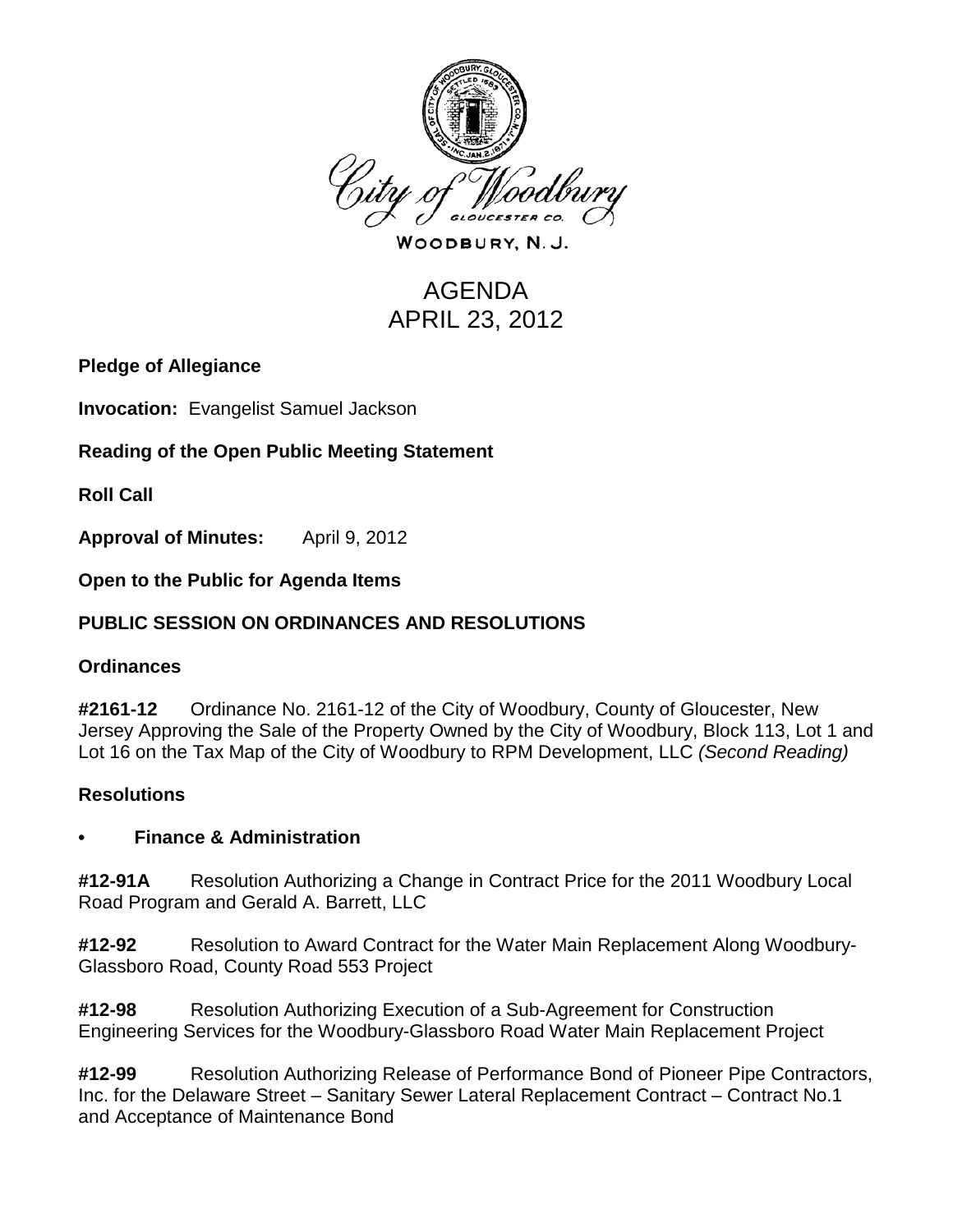City of Woodbury

WOODBURY, N. J.

# AGENDA
# APRIL 23, 2012

**Pledge of Allegiance**

**Invocation:** Evangelist Samuel Jackson

**Reading of the Open Public Meeting Statement**

**Roll Call**

**Approval of Minutes:** April 9, 2012

**Open to the Public for Agenda Items**

## PUBLIC SESSION ON ORDINANCES AND RESOLUTIONS

### Ordinances

**#2161-12** Ordinance No. 2161-12 of the City of Woodbury, County of Gloucester, New Jersey Approving the Sale of the Property Owned by the City of Woodbury, Block 113, Lot 1 and Lot 16 on the Tax Map of the City of Woodbury to RPM Development, LLC *(Second Reading)*

### Resolutions

- **Finance & Administration**

**#12-91A** Resolution Authorizing a Change in Contract Price for the 2011 Woodbury Local Road Program and Gerald A. Barrett, LLC

**#12-92** Resolution to Award Contract for the Water Main Replacement Along Woodbury-Glassboro Road, County Road 553 Project

**#12-98** Resolution Authorizing Execution of a Sub-Agreement for Construction Engineering Services for the Woodbury-Glassboro Road Water Main Replacement Project

**#12-99** Resolution Authorizing Release of Performance Bond of Pioneer Pipe Contractors, Inc. for the Delaware Street – Sanitary Sewer Lateral Replacement Contract – Contract No.1 and Acceptance of Maintenance Bond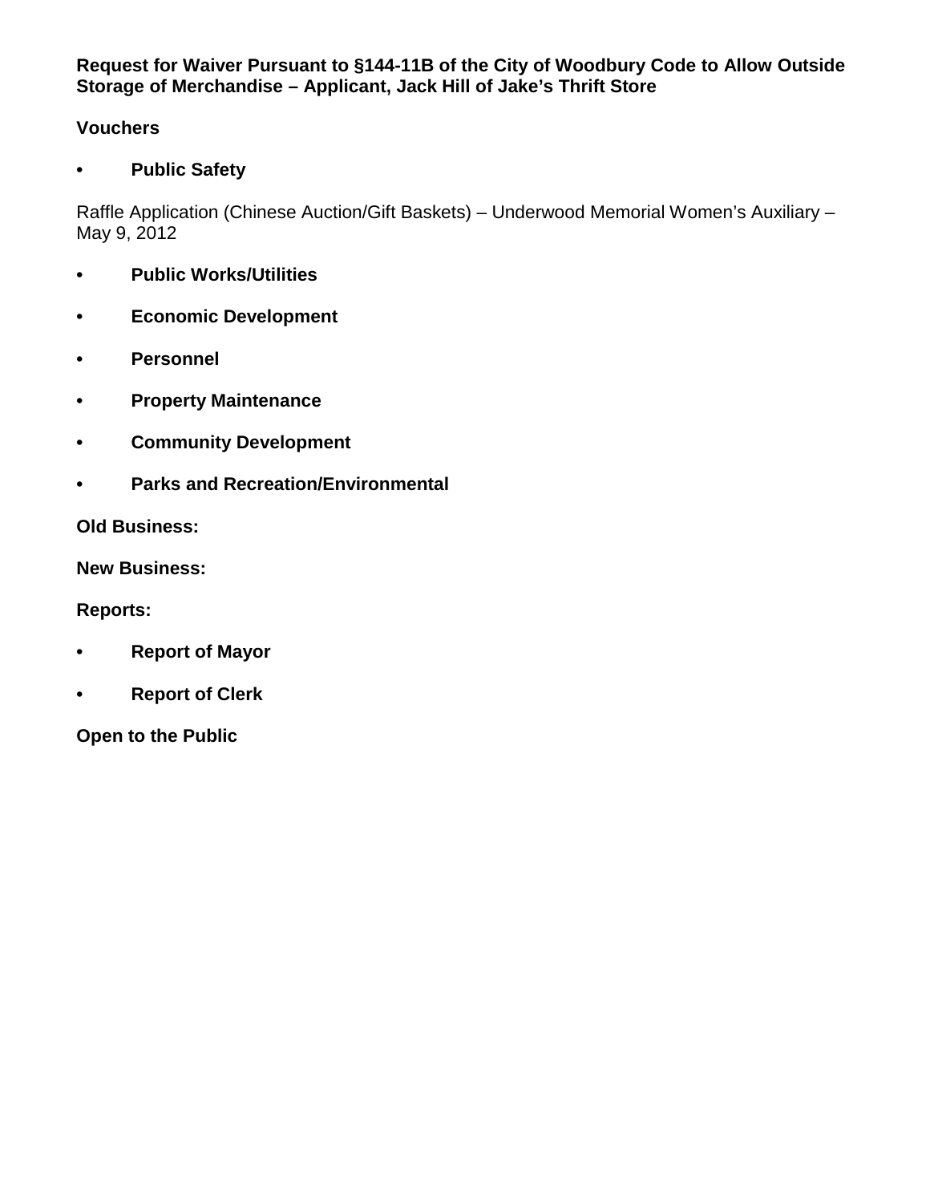**Request for Waiver Pursuant to §144-11B of the City of Woodbury Code to Allow Outside Storage of Merchandise – Applicant, Jack Hill of Jake's Thrift Store**

**Vouchers**

- **Public Safety**

Raffle Application (Chinese Auction/Gift Baskets) – Underwood Memorial Women's Auxiliary – May 9, 2012

- **Public Works/Utilities**
- **Economic Development**
- **Personnel**
- **Property Maintenance**
- **Community Development**
- **Parks and Recreation/Environmental**

**Old Business:**

**New Business:**

**Reports:**

- **Report of Mayor**
- **Report of Clerk**

**Open to the Public**